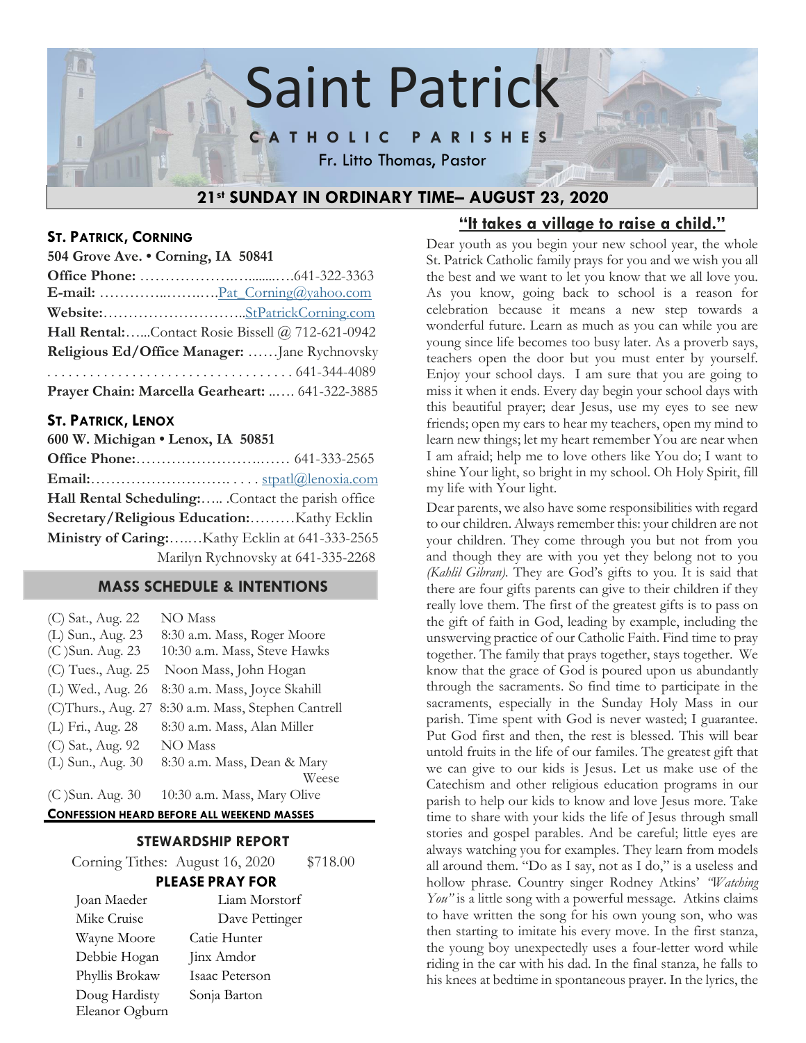# Saint Patrick

CATHOLIC PARISHES

Fr. Litto Thomas, Pastor

## 21st SUNDAY IN ORDINARY TIME– AUGUST 23, 2020

### ST. PATRICK, CORNING

**504 Grove Ave. • Corning, IA 50841**

**Office Phone:** ……………….….......….641-322-3363

**E-mail:** ………….…….….…Pat_Corning@yahoo.com

**Website:**………………………..StPatrickCorning.com

**Hall Rental:**…...Contact Rosie Bissell @ 712-621-0942

**Religious Ed/Office Manager:** ……Jane Rychnovsky

. . . . . . . . . . . . . . . . . . . . . . . . . . . . . . . . . . . 641-344-4089

**Prayer Chain: Marcella Gearheart:** ..…. 641-322-3885

### ST. PATRICK, LENOX

**600 W. Michigan • Lenox, IA 50851**

**Office Phone:**……………………..…… 641-333-2565

**Email:**………………………. . . . . stpatl@lenoxia.com

**Hall Rental Scheduling:**….. .Contact the parish office

**Secretary/Religious Education:**………Kathy Ecklin

**Ministry of Caring:**…..…Kathy Ecklin at 641-333-2565

Marilyn Rychnovsky at 641-335-2268

### MASS SCHEDULE & INTENTIONS

| | |
|---|---|
| (C) Sat., Aug. 22 | NO Mass |
| (L) Sun., Aug. 23 | 8:30 a.m. Mass, Roger Moore |
| (C )Sun. Aug. 23 | 10:30 a.m. Mass, Steve Hawks |
| (C) Tues., Aug. 25 | Noon Mass, John Hogan |
| (L) Wed., Aug. 26 | 8:30 a.m. Mass, Joyce Skahill |
| (C)Thurs., Aug. 27 | 8:30 a.m. Mass, Stephen Cantrell |
| (L) Fri., Aug. 28 | 8:30 a.m. Mass, Alan Miller |
| (C) Sat., Aug. 92 | NO Mass |
| (L) Sun., Aug. 30 | 8:30 a.m. Mass, Dean & Mary Weese |
| (C )Sun. Aug. 30 | 10:30 a.m. Mass, Mary Olive |

**CONFESSION HEARD BEFORE ALL WEEKEND MASSES**

### STEWARDSHIP REPORT

Corning Tithes: August 16, 2020 $718.00

### PLEASE PRAY FOR

| | |
|---|---|
| Joan Maeder | Liam Morstorf |
| Mike Cruise | Dave Pettinger |
| Wayne Moore | Catie Hunter |
| Debbie Hogan | Jinx Amdor |
| Phyllis Brokaw | Isaac Peterson |
| Doug Hardisty | Sonja Barton |
| Eleanor Ogburn | |

## "It takes a village to raise a child."

Dear youth as you begin your new school year, the whole St. Patrick Catholic family prays for you and we wish you all the best and we want to let you know that we all love you. As you know, going back to school is a reason for celebration because it means a new step towards a wonderful future. Learn as much as you can while you are young since life becomes too busy later. As a proverb says, teachers open the door but you must enter by yourself. Enjoy your school days. I am sure that you are going to miss it when it ends. Every day begin your school days with this beautiful prayer; dear Jesus, use my eyes to see new friends; open my ears to hear my teachers, open my mind to learn new things; let my heart remember You are near when I am afraid; help me to love others like You do; I want to shine Your light, so bright in my school. Oh Holy Spirit, fill my life with Your light.

Dear parents, we also have some responsibilities with regard to our children. Always remember this: your children are not your children. They come through you but not from you and though they are with you yet they belong not to you *(Kahlil Gibran)*. They are God's gifts to you. It is said that there are four gifts parents can give to their children if they really love them. The first of the greatest gifts is to pass on the gift of faith in God, leading by example, including the unswerving practice of our Catholic Faith. Find time to pray together. The family that prays together, stays together. We know that the grace of God is poured upon us abundantly through the sacraments. So find time to participate in the sacraments, especially in the Sunday Holy Mass in our parish. Time spent with God is never wasted; I guarantee. Put God first and then, the rest is blessed. This will bear untold fruits in the life of our familes. The greatest gift that we can give to our kids is Jesus. Let us make use of the Catechism and other religious education programs in our parish to help our kids to know and love Jesus more. Take time to share with your kids the life of Jesus through small stories and gospel parables. And be careful; little eyes are always watching you for examples. They learn from models all around them. "Do as I say, not as I do," is a useless and hollow phrase. Country singer Rodney Atkins' *"Watching You"* is a little song with a powerful message. Atkins claims to have written the song for his own young son, who was then starting to imitate his every move. In the first stanza, the young boy unexpectedly uses a four-letter word while riding in the car with his dad. In the final stanza, he falls to his knees at bedtime in spontaneous prayer. In the lyrics, the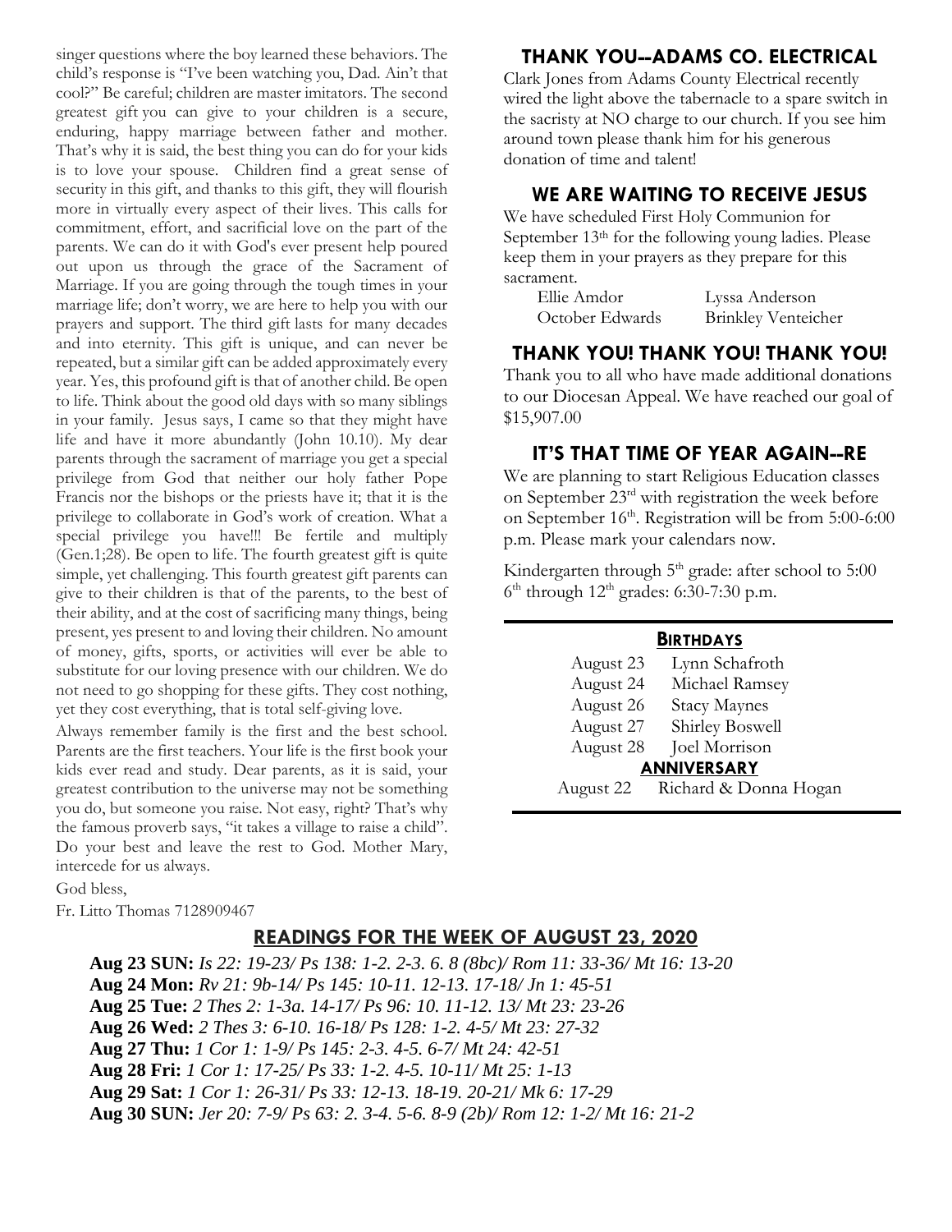singer questions where the boy learned these behaviors. The child's response is "I've been watching you, Dad. Ain't that cool?" Be careful; children are master imitators. The second greatest gift you can give to your children is a secure, enduring, happy marriage between father and mother. That's why it is said, the best thing you can do for your kids is to love your spouse. Children find a great sense of security in this gift, and thanks to this gift, they will flourish more in virtually every aspect of their lives. This calls for commitment, effort, and sacrificial love on the part of the parents. We can do it with God's ever present help poured out upon us through the grace of the Sacrament of Marriage. If you are going through the tough times in your marriage life; don't worry, we are here to help you with our prayers and support. The third gift lasts for many decades and into eternity. This gift is unique, and can never be repeated, but a similar gift can be added approximately every year. Yes, this profound gift is that of another child. Be open to life. Think about the good old days with so many siblings in your family. Jesus says, I came so that they might have life and have it more abundantly (John 10.10). My dear parents through the sacrament of marriage you get a special privilege from God that neither our holy father Pope Francis nor the bishops or the priests have it; that it is the privilege to collaborate in God's work of creation. What a special privilege you have!!! Be fertile and multiply (Gen.1;28). Be open to life. The fourth greatest gift is quite simple, yet challenging. This fourth greatest gift parents can give to their children is that of the parents, to the best of their ability, and at the cost of sacrificing many things, being present, yes present to and loving their children. No amount of money, gifts, sports, or activities will ever be able to substitute for our loving presence with our children. We do not need to go shopping for these gifts. They cost nothing, yet they cost everything, that is total self-giving love.

Always remember family is the first and the best school. Parents are the first teachers. Your life is the first book your kids ever read and study. Dear parents, as it is said, your greatest contribution to the universe may not be something you do, but someone you raise. Not easy, right? That's why the famous proverb says, "it takes a village to raise a child". Do your best and leave the rest to God. Mother Mary, intercede for us always.

God bless,

Fr. Litto Thomas 7128909467

## THANK YOU--ADAMS CO. ELECTRICAL

Clark Jones from Adams County Electrical recently wired the light above the tabernacle to a spare switch in the sacristy at NO charge to our church. If you see him around town please thank him for his generous donation of time and talent!

## WE ARE WAITING TO RECEIVE JESUS

We have scheduled First Holy Communion for September 13th for the following young ladies. Please keep them in your prayers as they prepare for this sacrament.

| | |
|---|---|
| Ellie Amdor | Lyssa Anderson |
| October Edwards | Brinkley Venteicher |

## THANK YOU! THANK YOU! THANK YOU!

Thank you to all who have made additional donations to our Diocesan Appeal. We have reached our goal of $15,907.00

## IT'S THAT TIME OF YEAR AGAIN--RE

We are planning to start Religious Education classes on September 23rd with registration the week before on September 16th. Registration will be from 5:00-6:00 p.m. Please mark your calendars now.

Kindergarten through 5th grade: after school to 5:00
6th through 12th grades: 6:30-7:30 p.m.

### BIRTHDAYS

| | |
|---|---|
| August 23 | Lynn Schafroth |
| August 24 | Michael Ramsey |
| August 26 | Stacy Maynes |
| August 27 | Shirley Boswell |
| August 28 | Joel Morrison |

### ANNIVERSARY

August 22 Richard & Donna Hogan

## READINGS FOR THE WEEK OF AUGUST 23, 2020

**Aug 23 SUN:** *Is 22: 19-23/ Ps 138: 1-2. 2-3. 6. 8 (8bc)/ Rom 11: 33-36/ Mt 16: 13-20*
**Aug 24 Mon:** *Rv 21: 9b-14/ Ps 145: 10-11. 12-13. 17-18/ Jn 1: 45-51*
**Aug 25 Tue:** *2 Thes 2: 1-3a. 14-17/ Ps 96: 10. 11-12. 13/ Mt 23: 23-26*
**Aug 26 Wed:** *2 Thes 3: 6-10. 16-18/ Ps 128: 1-2. 4-5/ Mt 23: 27-32*
**Aug 27 Thu:** *1 Cor 1: 1-9/ Ps 145: 2-3. 4-5. 6-7/ Mt 24: 42-51*
**Aug 28 Fri:** *1 Cor 1: 17-25/ Ps 33: 1-2. 4-5. 10-11/ Mt 25: 1-13*
**Aug 29 Sat:** *1 Cor 1: 26-31/ Ps 33: 12-13. 18-19. 20-21/ Mk 6: 17-29*
**Aug 30 SUN:** *Jer 20: 7-9/ Ps 63: 2. 3-4. 5-6. 8-9 (2b)/ Rom 12: 1-2/ Mt 16: 21-2*